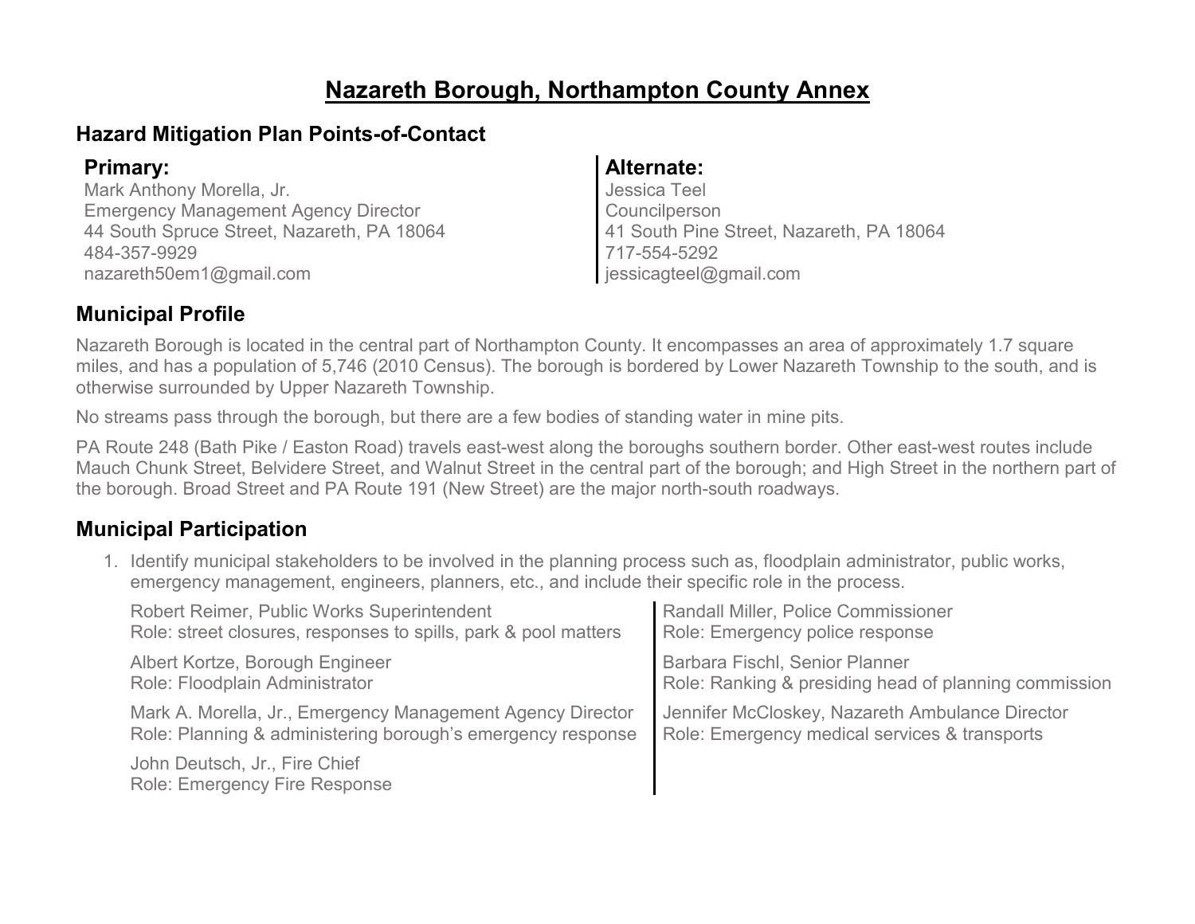# Nazareth Borough, Northampton County Annex

## Hazard Mitigation Plan Points-of-Contact

### Primary:

Mark Anthony Morella, Jr.
Emergency Management Agency Director
44 South Spruce Street, Nazareth, PA 18064
484-357-9929
nazareth50em1@gmail.com

### Alternate:

Jessica Teel
Councilperson
41 South Pine Street, Nazareth, PA 18064
717-554-5292
jessicagteel@gmail.com

## Municipal Profile

Nazareth Borough is located in the central part of Northampton County. It encompasses an area of approximately 1.7 square miles, and has a population of 5,746 (2010 Census). The borough is bordered by Lower Nazareth Township to the south, and is otherwise surrounded by Upper Nazareth Township.

No streams pass through the borough, but there are a few bodies of standing water in mine pits.

PA Route 248 (Bath Pike / Easton Road) travels east-west along the boroughs southern border. Other east-west routes include Mauch Chunk Street, Belvidere Street, and Walnut Street in the central part of the borough; and High Street in the northern part of the borough. Broad Street and PA Route 191 (New Street) are the major north-south roadways.

## Municipal Participation

1. Identify municipal stakeholders to be involved in the planning process such as, floodplain administrator, public works, emergency management, engineers, planners, etc., and include their specific role in the process.

   Robert Reimer, Public Works Superintendent
   Role: street closures, responses to spills, park & pool matters

   Albert Kortze, Borough Engineer
   Role: Floodplain Administrator

   Mark A. Morella, Jr., Emergency Management Agency Director
   Role: Planning & administering borough's emergency response

   John Deutsch, Jr., Fire Chief
   Role: Emergency Fire Response

   Randall Miller, Police Commissioner
   Role: Emergency police response

   Barbara Fischl, Senior Planner
   Role: Ranking & presiding head of planning commission

   Jennifer McCloskey, Nazareth Ambulance Director
   Role: Emergency medical services & transports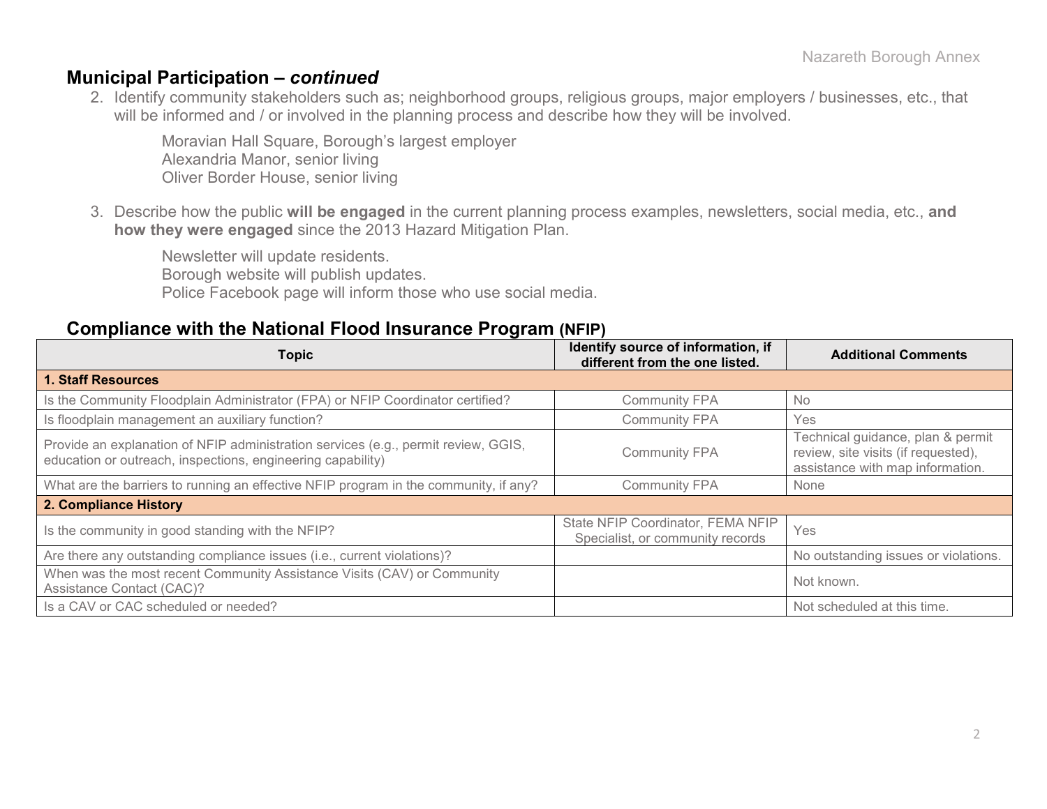## Municipal Participation – *continued*

2. Identify community stakeholders such as; neighborhood groups, religious groups, major employers / businesses, etc., that will be informed and / or involved in the planning process and describe how they will be involved.

   Moravian Hall Square, Borough's largest employer
   Alexandria Manor, senior living
   Oliver Border House, senior living

3. Describe how the public **will be engaged** in the current planning process examples, newsletters, social media, etc., **and how they were engaged** since the 2013 Hazard Mitigation Plan.

   Newsletter will update residents.
   Borough website will publish updates.
   Police Facebook page will inform those who use social media.

## Compliance with the National Flood Insurance Program (NFIP)

| Topic | Identify source of information, if different from the one listed. | Additional Comments |
|---|---|---|
| **1. Staff Resources** | | |
| Is the Community Floodplain Administrator (FPA) or NFIP Coordinator certified? | Community FPA | No |
| Is floodplain management an auxiliary function? | Community FPA | Yes |
| Provide an explanation of NFIP administration services (e.g., permit review, GGIS, education or outreach, inspections, engineering capability) | Community FPA | Technical guidance, plan & permit review, site visits (if requested), assistance with map information. |
| What are the barriers to running an effective NFIP program in the community, if any? | Community FPA | None |
| **2. Compliance History** | | |
| Is the community in good standing with the NFIP? | State NFIP Coordinator, FEMA NFIP Specialist, or community records | Yes |
| Are there any outstanding compliance issues (i.e., current violations)? | | No outstanding issues or violations. |
| When was the most recent Community Assistance Visits (CAV) or Community Assistance Contact (CAC)? | | Not known. |
| Is a CAV or CAC scheduled or needed? | | Not scheduled at this time. |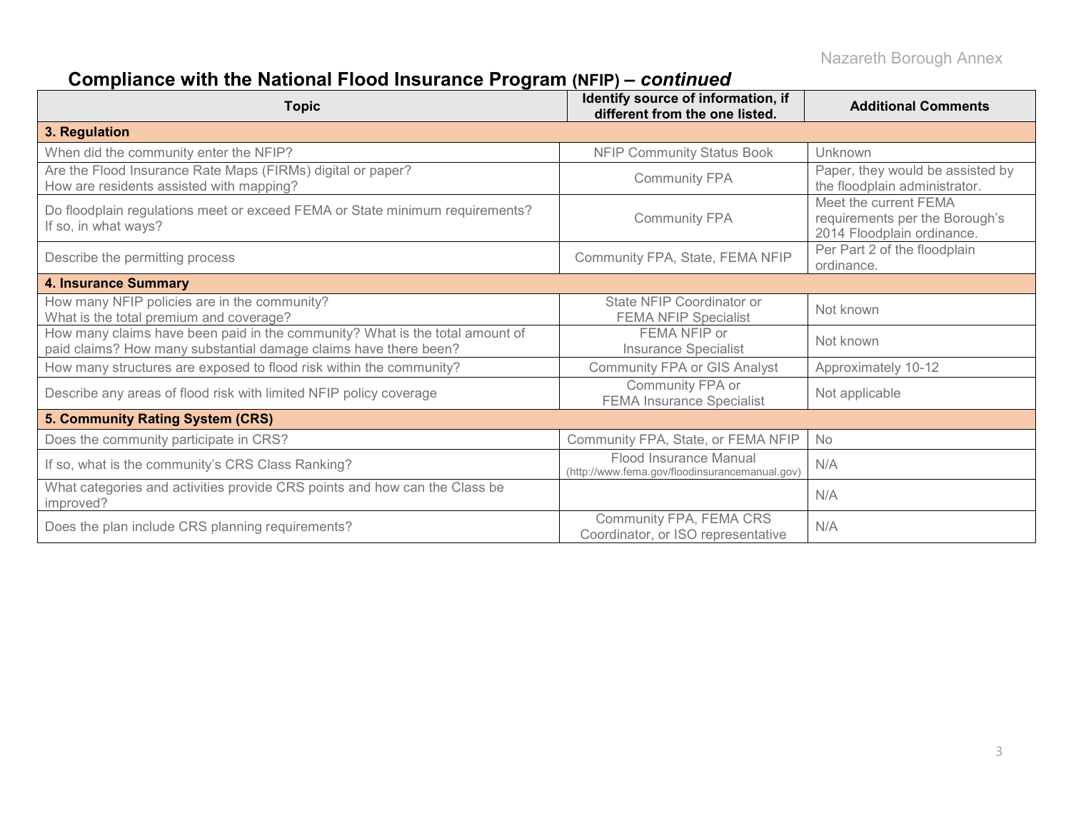## Compliance with the National Flood Insurance Program (NFIP) – *continued*

| Topic | Identify source of information, if different from the one listed. | Additional Comments |
|---|---|---|
| **3. Regulation** | | |
| When did the community enter the NFIP? | NFIP Community Status Book | Unknown |
| Are the Flood Insurance Rate Maps (FIRMs) digital or paper? How are residents assisted with mapping? | Community FPA | Paper, they would be assisted by the floodplain administrator. |
| Do floodplain regulations meet or exceed FEMA or State minimum requirements? If so, in what ways? | Community FPA | Meet the current FEMA requirements per the Borough's 2014 Floodplain ordinance. |
| Describe the permitting process | Community FPA, State, FEMA NFIP | Per Part 2 of the floodplain ordinance. |
| **4. Insurance Summary** | | |
| How many NFIP policies are in the community? What is the total premium and coverage? | State NFIP Coordinator or FEMA NFIP Specialist | Not known |
| How many claims have been paid in the community? What is the total amount of paid claims? How many substantial damage claims have there been? | FEMA NFIP or Insurance Specialist | Not known |
| How many structures are exposed to flood risk within the community? | Community FPA or GIS Analyst | Approximately 10-12 |
| Describe any areas of flood risk with limited NFIP policy coverage | Community FPA or FEMA Insurance Specialist | Not applicable |
| **5. Community Rating System (CRS)** | | |
| Does the community participate in CRS? | Community FPA, State, or FEMA NFIP | No |
| If so, what is the community's CRS Class Ranking? | Flood Insurance Manual (http://www.fema.gov/floodinsurancemanual.gov) | N/A |
| What categories and activities provide CRS points and how can the Class be improved? | | N/A |
| Does the plan include CRS planning requirements? | Community FPA, FEMA CRS Coordinator, or ISO representative | N/A |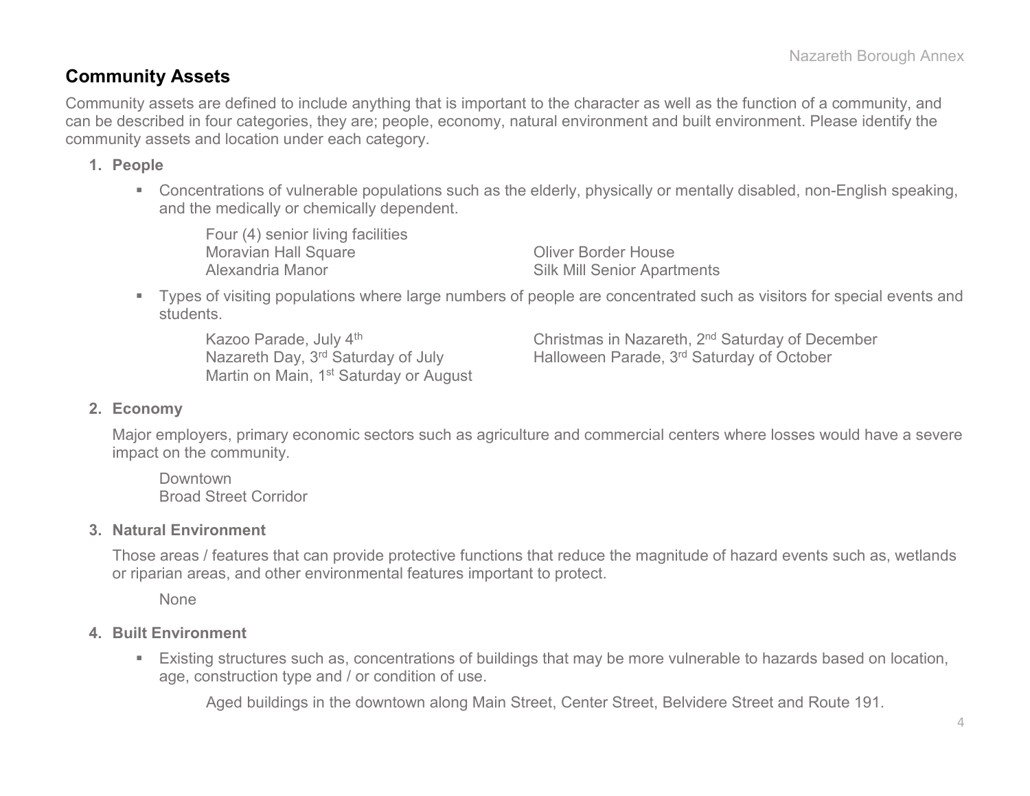## Community Assets

Community assets are defined to include anything that is important to the character as well as the function of a community, and can be described in four categories, they are; people, economy, natural environment and built environment. Please identify the community assets and location under each category.

1. **People**

   - Concentrations of vulnerable populations such as the elderly, physically or mentally disabled, non-English speaking, and the medically or chemically dependent.

     Four (4) senior living facilities
     Moravian Hall Square
     Alexandria Manor
     Oliver Border House
     Silk Mill Senior Apartments

   - Types of visiting populations where large numbers of people are concentrated such as visitors for special events and students.

     Kazoo Parade, July 4th
     Nazareth Day, 3rd Saturday of July
     Martin on Main, 1st Saturday or August
     Christmas in Nazareth, 2nd Saturday of December
     Halloween Parade, 3rd Saturday of October

2. **Economy**

   Major employers, primary economic sectors such as agriculture and commercial centers where losses would have a severe impact on the community.

   Downtown
   Broad Street Corridor

3. **Natural Environment**

   Those areas / features that can provide protective functions that reduce the magnitude of hazard events such as, wetlands or riparian areas, and other environmental features important to protect.

   None

4. **Built Environment**

   - Existing structures such as, concentrations of buildings that may be more vulnerable to hazards based on location, age, construction type and / or condition of use.

     Aged buildings in the downtown along Main Street, Center Street, Belvidere Street and Route 191.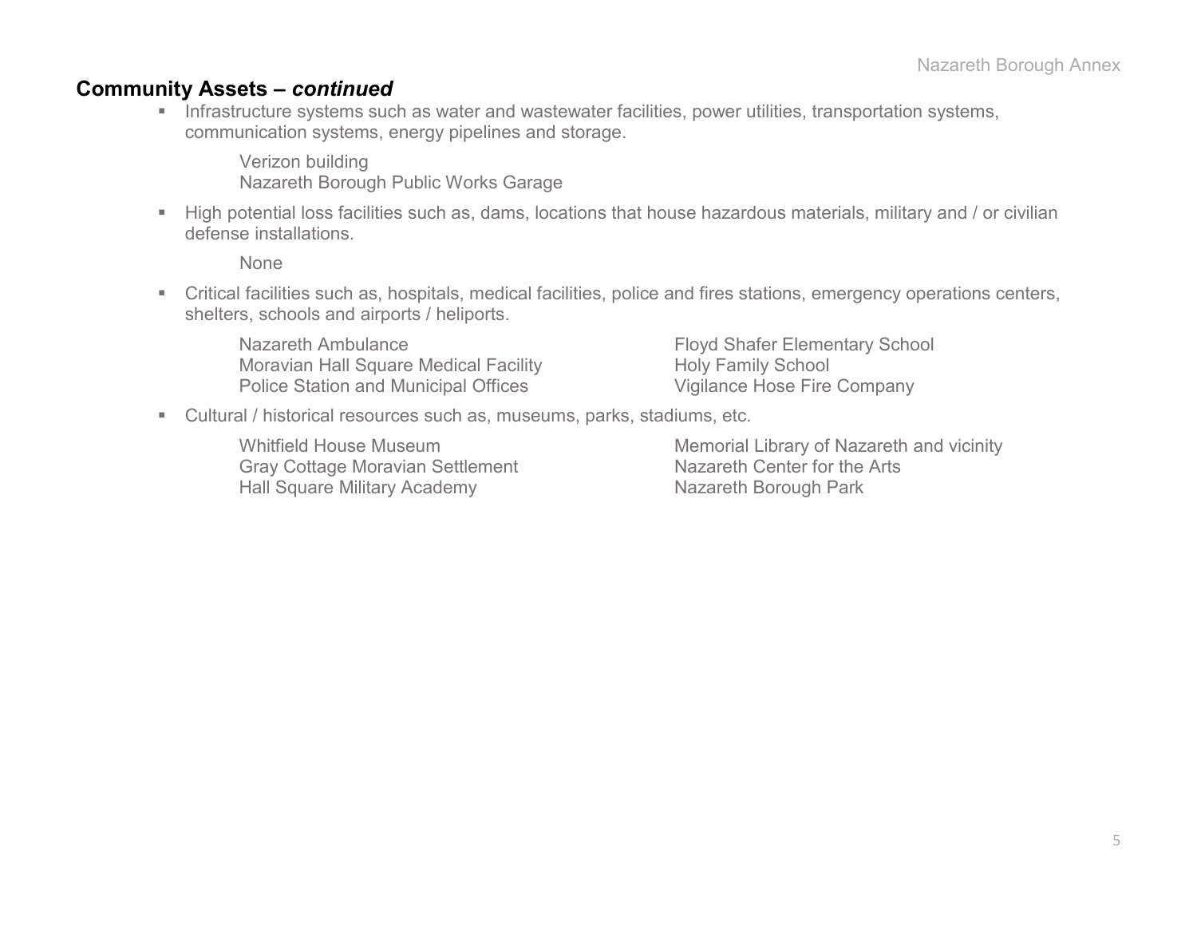## Community Assets – *continued*

- Infrastructure systems such as water and wastewater facilities, power utilities, transportation systems, communication systems, energy pipelines and storage.

  Verizon building
  Nazareth Borough Public Works Garage

- High potential loss facilities such as, dams, locations that house hazardous materials, military and / or civilian defense installations.

  None

- Critical facilities such as, hospitals, medical facilities, police and fires stations, emergency operations centers, shelters, schools and airports / heliports.

  Nazareth Ambulance
  Moravian Hall Square Medical Facility
  Police Station and Municipal Offices
  Floyd Shafer Elementary School
  Holy Family School
  Vigilance Hose Fire Company

- Cultural / historical resources such as, museums, parks, stadiums, etc.

  Whitfield House Museum
  Gray Cottage Moravian Settlement
  Hall Square Military Academy
  Memorial Library of Nazareth and vicinity
  Nazareth Center for the Arts
  Nazareth Borough Park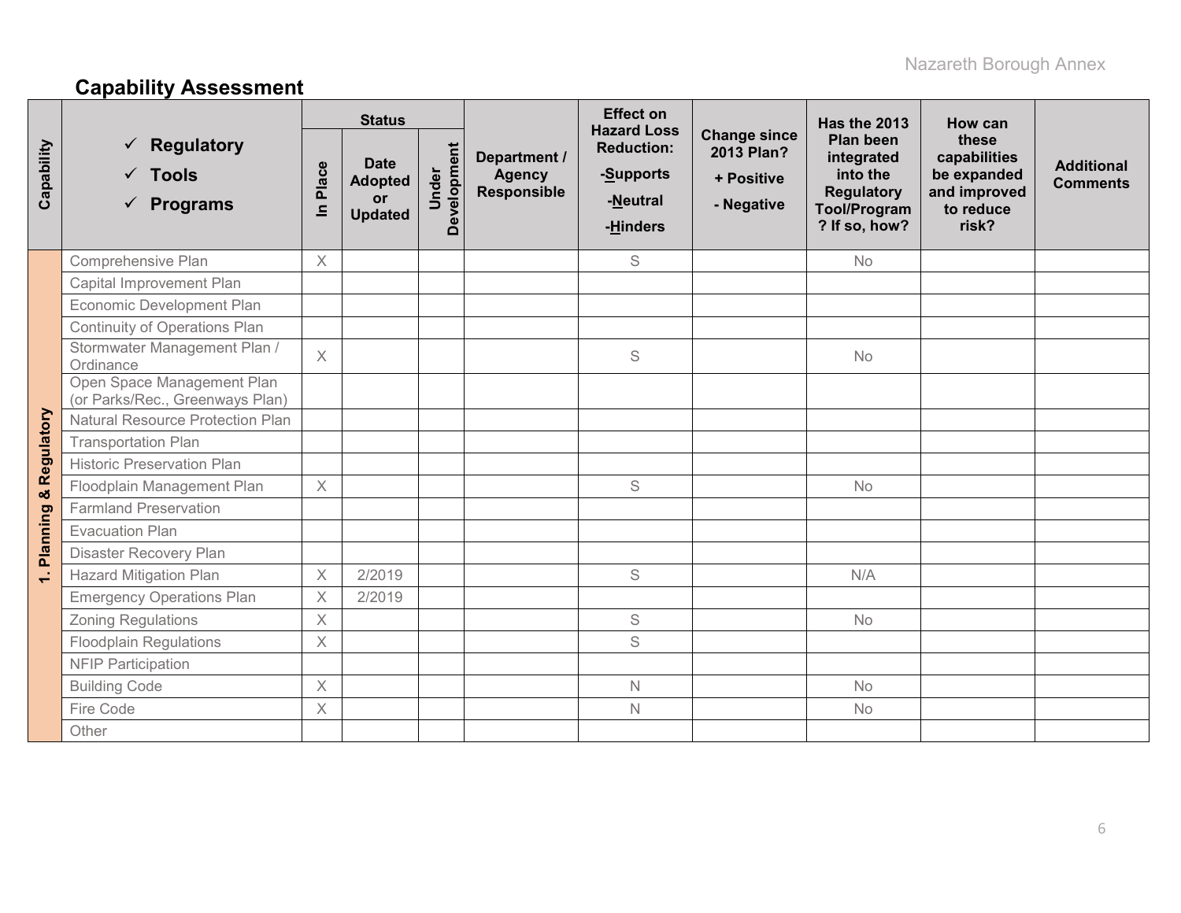## Capability Assessment

| Capability | ✓ Regulatory ✓ Tools ✓ Programs | Status | | | Department / Agency Responsible | Effect on Hazard Loss Reduction: -Supports -Neutral -Hinders | Change since 2013 Plan? + Positive - Negative | Has the 2013 Plan been integrated into the Regulatory Tool/Program? If so, how? | How can these capabilities be expanded and improved to reduce risk? | Additional Comments |
|---|---|---|---|---|---|---|---|---|---|---|
| | | In Place | Date Adopted or Updated | Under Development | | | | | | |
| 1. Planning & Regulatory | Comprehensive Plan | X | | | | S | | No | | |
| | Capital Improvement Plan | | | | | | | | | |
| | Economic Development Plan | | | | | | | | | |
| | Continuity of Operations Plan | | | | | | | | | |
| | Stormwater Management Plan / Ordinance | X | | | | S | | No | | |
| | Open Space Management Plan (or Parks/Rec., Greenways Plan) | | | | | | | | | |
| | Natural Resource Protection Plan | | | | | | | | | |
| | Transportation Plan | | | | | | | | | |
| | Historic Preservation Plan | | | | | | | | | |
| | Floodplain Management Plan | X | | | | S | | No | | |
| | Farmland Preservation | | | | | | | | | |
| | Evacuation Plan | | | | | | | | | |
| | Disaster Recovery Plan | | | | | | | | | |
| | Hazard Mitigation Plan | X | 2/2019 | | | S | | N/A | | |
| | Emergency Operations Plan | X | 2/2019 | | | | | | | |
| | Zoning Regulations | X | | | | S | | No | | |
| | Floodplain Regulations | X | | | | S | | | | |
| | NFIP Participation | | | | | | | | | |
| | Building Code | X | | | | N | | No | | |
| | Fire Code | X | | | | N | | No | | |
| | Other | | | | | | | | | |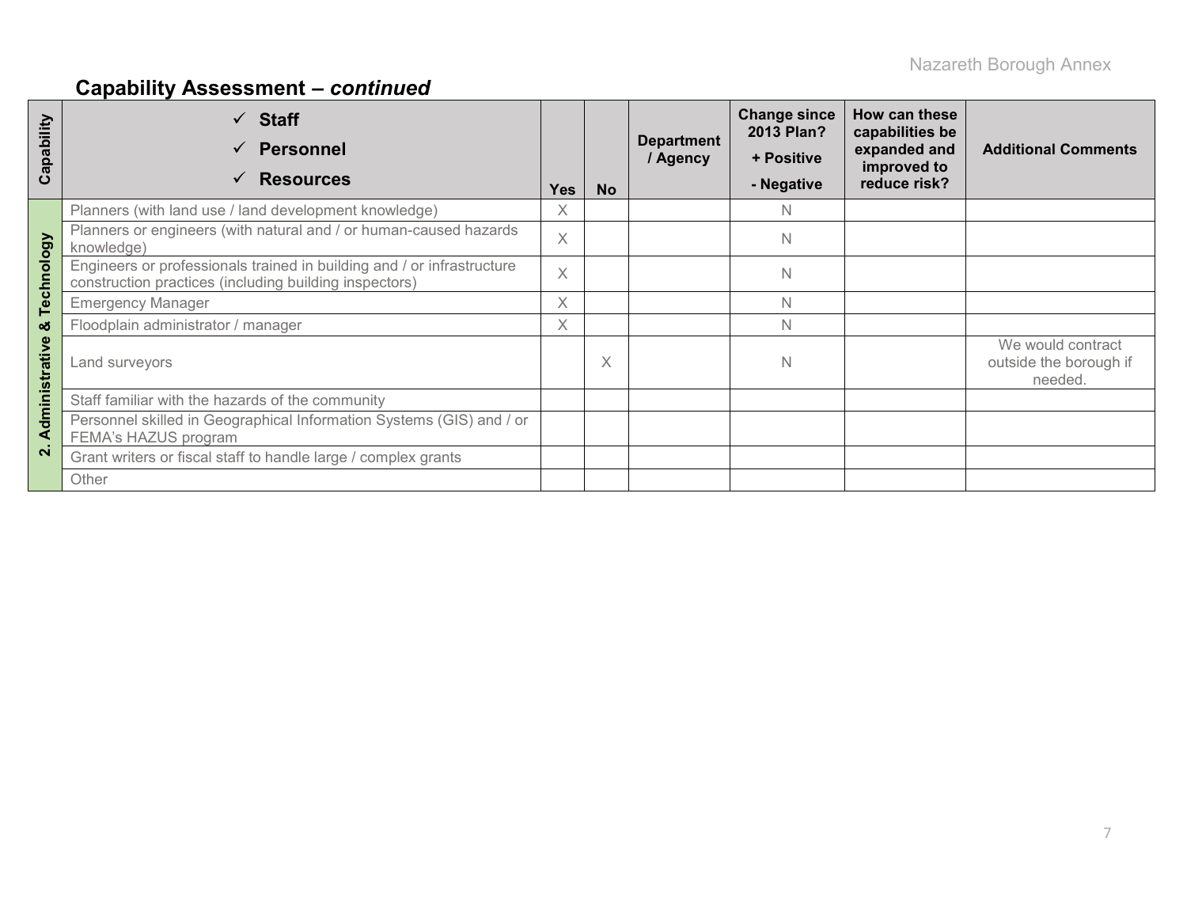## Capability Assessment – *continued*

| Capability | ✓ Staff ✓ Personnel ✓ Resources | Yes | No | Department / Agency | Change since 2013 Plan? + Positive - Negative | How can these capabilities be expanded and improved to reduce risk? | Additional Comments |
|---|---|---|---|---|---|---|---|
| 2. Administrative & Technology | Planners (with land use / land development knowledge) | X | | | N | | |
| | Planners or engineers (with natural and / or human-caused hazards knowledge) | X | | | N | | |
| | Engineers or professionals trained in building and / or infrastructure construction practices (including building inspectors) | X | | | N | | |
| | Emergency Manager | X | | | N | | |
| | Floodplain administrator / manager | X | | | N | | |
| | Land surveyors | | X | | N | | We would contract outside the borough if needed. |
| | Staff familiar with the hazards of the community | | | | | | |
| | Personnel skilled in Geographical Information Systems (GIS) and / or FEMA's HAZUS program | | | | | | |
| | Grant writers or fiscal staff to handle large / complex grants | | | | | | |
| | Other | | | | | | |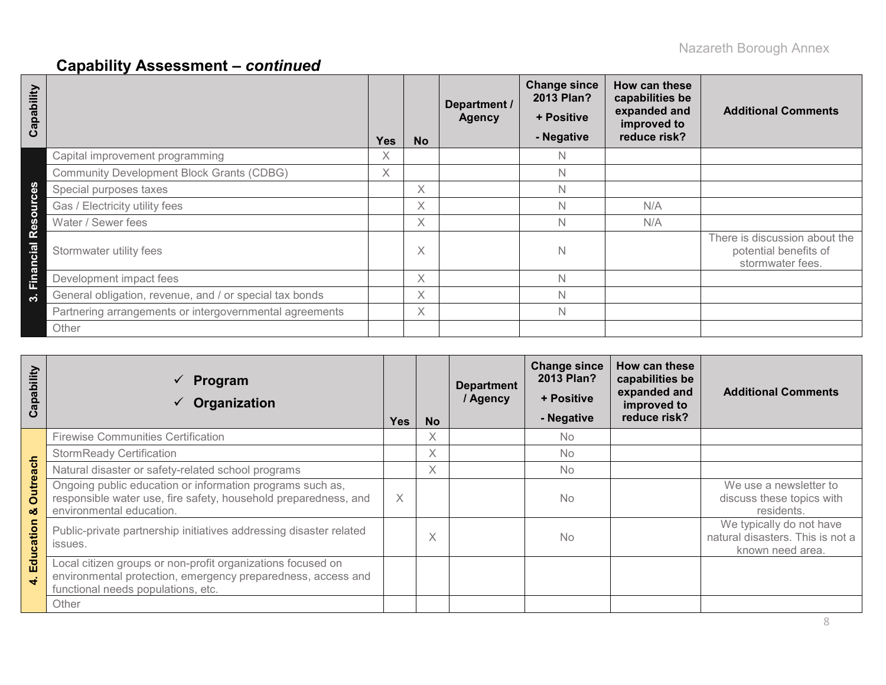## Capability Assessment – *continued*

| Capability | | Yes | No | Department / Agency | Change since 2013 Plan? + Positive - Negative | How can these capabilities be expanded and improved to reduce risk? | Additional Comments |
|---|---|---|---|---|---|---|---|
| 3. Financial Resources | Capital improvement programming | X | | | N | | |
| | Community Development Block Grants (CDBG) | X | | | N | | |
| | Special purposes taxes | | X | | N | | |
| | Gas / Electricity utility fees | | X | | N | N/A | |
| | Water / Sewer fees | | X | | N | N/A | |
| | Stormwater utility fees | | X | | N | | There is discussion about the potential benefits of stormwater fees. |
| | Development impact fees | | X | | N | | |
| | General obligation, revenue, and / or special tax bonds | | X | | N | | |
| | Partnering arrangements or intergovernmental agreements | | X | | N | | |
| | Other | | | | | | |

| Capability | ✓ Program ✓ Organization | Yes | No | Department / Agency | Change since 2013 Plan? + Positive - Negative | How can these capabilities be expanded and improved to reduce risk? | Additional Comments |
|---|---|---|---|---|---|---|---|
| 4. Education & Outreach | Firewise Communities Certification | | X | | No | | |
| | StormReady Certification | | X | | No | | |
| | Natural disaster or safety-related school programs | | X | | No | | |
| | Ongoing public education or information programs such as, responsible water use, fire safety, household preparedness, and environmental education. | X | | | No | | We use a newsletter to discuss these topics with residents. |
| | Public-private partnership initiatives addressing disaster related issues. | | X | | No | | We typically do not have natural disasters. This is not a known need area. |
| | Local citizen groups or non-profit organizations focused on environmental protection, emergency preparedness, access and functional needs populations, etc. | | | | | | |
| | Other | | | | | | |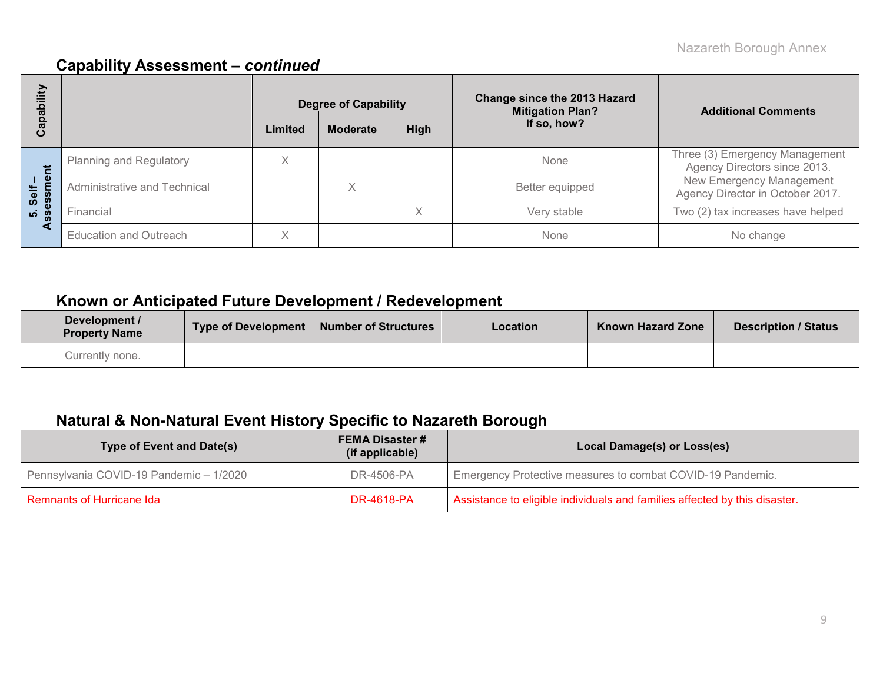## Capability Assessment – *continued*

| Capability | | Degree of Capability | | | Change since the 2013 Hazard Mitigation Plan? If so, how? | Additional Comments |
|---|---|---|---|---|---|---|
| | | Limited | Moderate | High | | |
| 5. Self – Assessment | Planning and Regulatory | X | | | None | Three (3) Emergency Management Agency Directors since 2013. |
| | Administrative and Technical | | X | | Better equipped | New Emergency Management Agency Director in October 2017. |
| | Financial | | | X | Very stable | Two (2) tax increases have helped |
| | Education and Outreach | X | | | None | No change |

## Known or Anticipated Future Development / Redevelopment

| Development / Property Name | Type of Development | Number of Structures | Location | Known Hazard Zone | Description / Status |
|---|---|---|---|---|---|
| Currently none. | | | | | |

## Natural & Non-Natural Event History Specific to Nazareth Borough

| Type of Event and Date(s) | FEMA Disaster # (if applicable) | Local Damage(s) or Loss(es) |
|---|---|---|
| Pennsylvania COVID-19 Pandemic – 1/2020 | DR-4506-PA | Emergency Protective measures to combat COVID-19 Pandemic. |
| Remnants of Hurricane Ida | DR-4618-PA | Assistance to eligible individuals and families affected by this disaster. |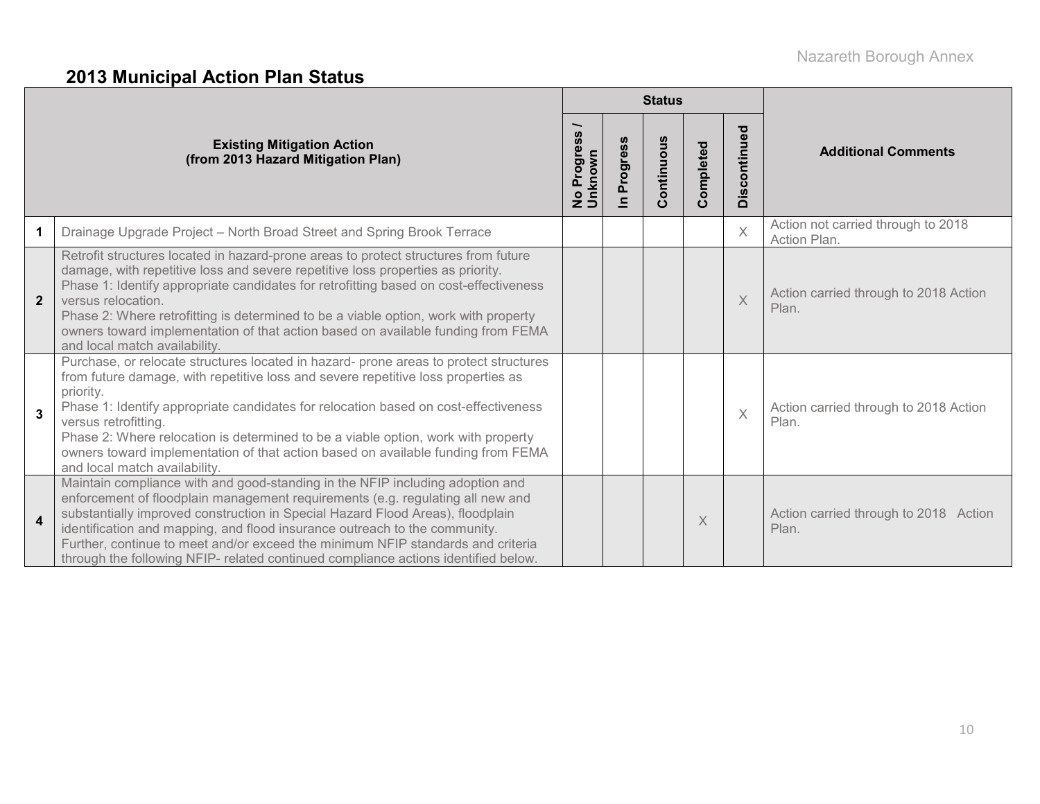## 2013 Municipal Action Plan Status

| | Existing Mitigation Action (from 2013 Hazard Mitigation Plan) | Status | | | | | Additional Comments |
|---|---|---|---|---|---|---|---|
| | | No Progress / Unknown | In Progress | Continuous | Completed | Discontinued | |
| 1 | Drainage Upgrade Project – North Broad Street and Spring Brook Terrace | | | | | X | Action not carried through to 2018 Action Plan. |
| 2 | Retrofit structures located in hazard-prone areas to protect structures from future damage, with repetitive loss and severe repetitive loss properties as priority. Phase 1: Identify appropriate candidates for retrofitting based on cost-effectiveness versus relocation. Phase 2: Where retrofitting is determined to be a viable option, work with property owners toward implementation of that action based on available funding from FEMA and local match availability. | | | | | X | Action carried through to 2018 Action Plan. |
| 3 | Purchase, or relocate structures located in hazard- prone areas to protect structures from future damage, with repetitive loss and severe repetitive loss properties as priority. Phase 1: Identify appropriate candidates for relocation based on cost-effectiveness versus retrofitting. Phase 2: Where relocation is determined to be a viable option, work with property owners toward implementation of that action based on available funding from FEMA and local match availability. | | | | | X | Action carried through to 2018 Action Plan. |
| 4 | Maintain compliance with and good-standing in the NFIP including adoption and enforcement of floodplain management requirements (e.g. regulating all new and substantially improved construction in Special Hazard Flood Areas), floodplain identification and mapping, and flood insurance outreach to the community. Further, continue to meet and/or exceed the minimum NFIP standards and criteria through the following NFIP- related continued compliance actions identified below. | | | | X | | Action carried through to 2018 Action Plan. |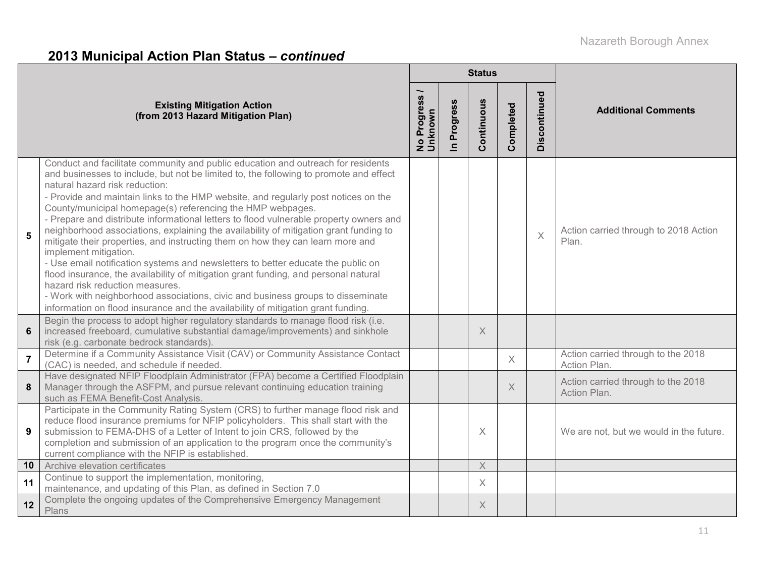## 2013 Municipal Action Plan Status – *continued*

| | Existing Mitigation Action (from 2013 Hazard Mitigation Plan) | Status | | | | | Additional Comments |
|---|---|---|---|---|---|---|---|
| | | No Progress / Unknown | In Progress | Continuous | Completed | Discontinued | |
| 5 | Conduct and facilitate community and public education and outreach for residents and businesses to include, but not be limited to, the following to promote and effect natural hazard risk reduction:<br>- Provide and maintain links to the HMP website, and regularly post notices on the County/municipal homepage(s) referencing the HMP webpages.<br>- Prepare and distribute informational letters to flood vulnerable property owners and neighborhood associations, explaining the availability of mitigation grant funding to mitigate their properties, and instructing them on how they can learn more and implement mitigation.<br>- Use email notification systems and newsletters to better educate the public on flood insurance, the availability of mitigation grant funding, and personal natural hazard risk reduction measures.<br>- Work with neighborhood associations, civic and business groups to disseminate information on flood insurance and the availability of mitigation grant funding. | | | | | X | Action carried through to 2018 Action Plan. |
| 6 | Begin the process to adopt higher regulatory standards to manage flood risk (i.e. increased freeboard, cumulative substantial damage/improvements) and sinkhole risk (e.g. carbonate bedrock standards). | | | X | | | |
| 7 | Determine if a Community Assistance Visit (CAV) or Community Assistance Contact (CAC) is needed, and schedule if needed. | | | | X | | Action carried through to the 2018 Action Plan. |
| 8 | Have designated NFIP Floodplain Administrator (FPA) become a Certified Floodplain Manager through the ASFPM, and pursue relevant continuing education training such as FEMA Benefit-Cost Analysis. | | | | X | | Action carried through to the 2018 Action Plan. |
| 9 | Participate in the Community Rating System (CRS) to further manage flood risk and reduce flood insurance premiums for NFIP policyholders. This shall start with the submission to FEMA-DHS of a Letter of Intent to join CRS, followed by the completion and submission of an application to the program once the community's current compliance with the NFIP is established. | | | X | | | We are not, but we would in the future. |
| 10 | Archive elevation certificates | | | X | | | |
| 11 | Continue to support the implementation, monitoring, maintenance, and updating of this Plan, as defined in Section 7.0 | | | X | | | |
| 12 | Complete the ongoing updates of the Comprehensive Emergency Management Plans | | | X | | | |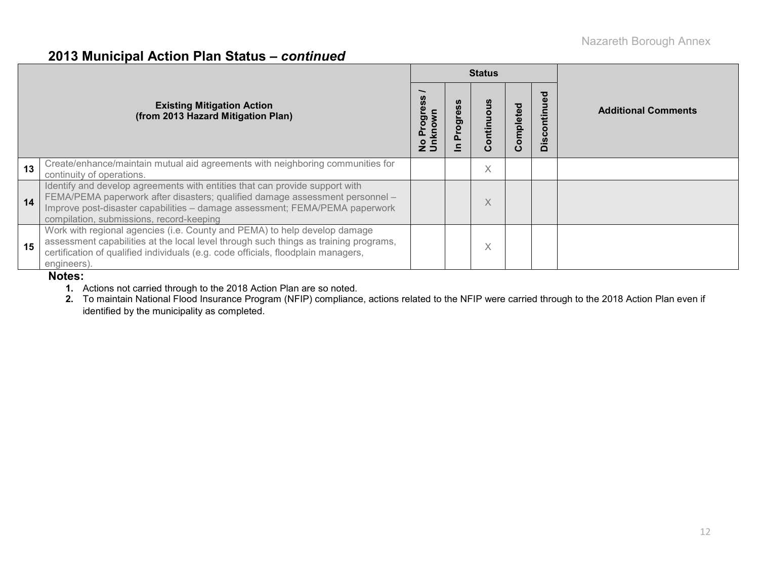## 2013 Municipal Action Plan Status – *continued*

| # | Existing Mitigation Action (from 2013 Hazard Mitigation Plan) | Status | | | | | Additional Comments |
|---|---|---|---|---|---|---|---|
| | | No Progress / Unknown | In Progress | Continuous | Completed | Discontinued | |
| 13 | Create/enhance/maintain mutual aid agreements with neighboring communities for continuity of operations. | | | X | | | |
| 14 | Identify and develop agreements with entities that can provide support with FEMA/PEMA paperwork after disasters; qualified damage assessment personnel – Improve post-disaster capabilities – damage assessment; FEMA/PEMA paperwork compilation, submissions, record-keeping | | | X | | | |
| 15 | Work with regional agencies (i.e. County and PEMA) to help develop damage assessment capabilities at the local level through such things as training programs, certification of qualified individuals (e.g. code officials, floodplain managers, engineers). | | | X | | | |

**Notes:**

1. Actions not carried through to the 2018 Action Plan are so noted.
2. To maintain National Flood Insurance Program (NFIP) compliance, actions related to the NFIP were carried through to the 2018 Action Plan even if identified by the municipality as completed.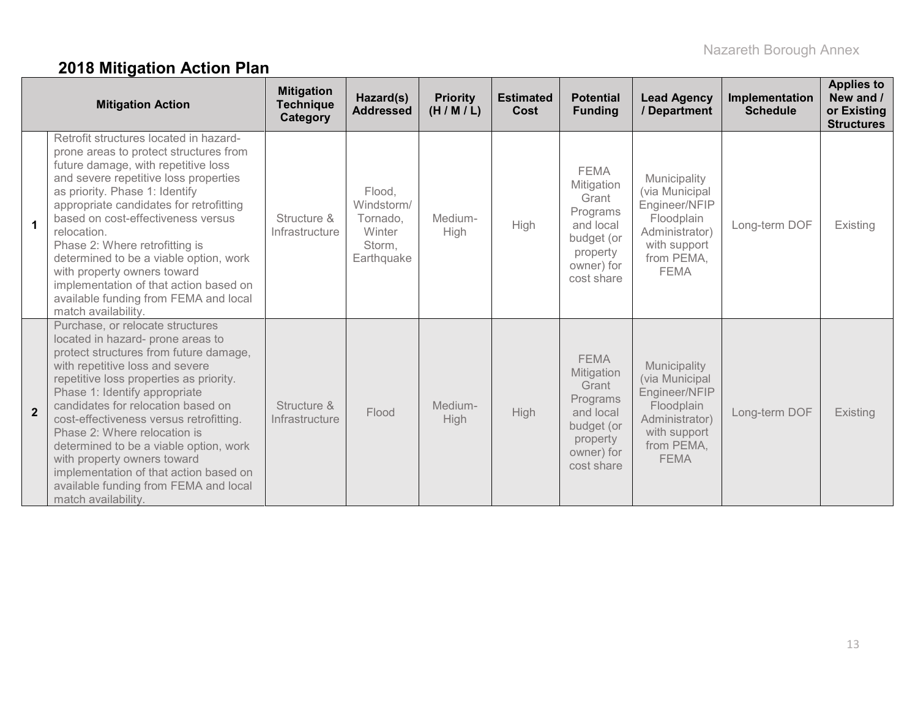## 2018 Mitigation Action Plan

| | Mitigation Action | Mitigation Technique Category | Hazard(s) Addressed | Priority (H / M / L) | Estimated Cost | Potential Funding | Lead Agency / Department | Implementation Schedule | Applies to New and / or Existing Structures |
|---|---|---|---|---|---|---|---|---|---|
| **1** | Retrofit structures located in hazard-prone areas to protect structures from future damage, with repetitive loss and severe repetitive loss properties as priority. Phase 1: Identify appropriate candidates for retrofitting based on cost-effectiveness versus relocation. Phase 2: Where retrofitting is determined to be a viable option, work with property owners toward implementation of that action based on available funding from FEMA and local match availability. | Structure & Infrastructure | Flood, Windstorm/ Tornado, Winter Storm, Earthquake | Medium-High | High | FEMA Mitigation Grant Programs and local budget (or property owner) for cost share | Municipality (via Municipal Engineer/NFIP Floodplain Administrator) with support from PEMA, FEMA | Long-term DOF | Existing |
| **2** | Purchase, or relocate structures located in hazard- prone areas to protect structures from future damage, with repetitive loss and severe repetitive loss properties as priority. Phase 1: Identify appropriate candidates for relocation based on cost-effectiveness versus retrofitting. Phase 2: Where relocation is determined to be a viable option, work with property owners toward implementation of that action based on available funding from FEMA and local match availability. | Structure & Infrastructure | Flood | Medium-High | High | FEMA Mitigation Grant Programs and local budget (or property owner) for cost share | Municipality (via Municipal Engineer/NFIP Floodplain Administrator) with support from PEMA, FEMA | Long-term DOF | Existing |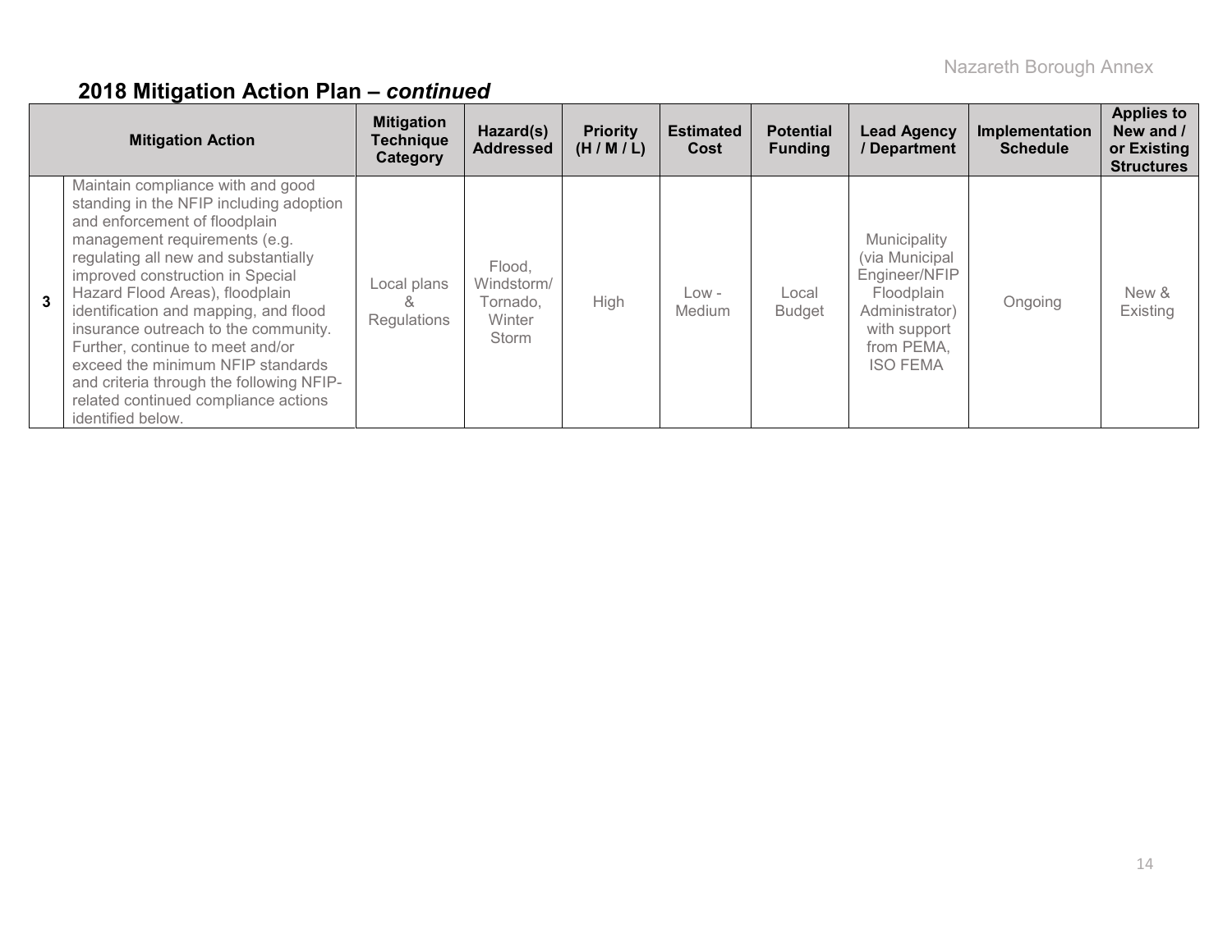## 2018 Mitigation Action Plan – *continued*

| | Mitigation Action | Mitigation Technique Category | Hazard(s) Addressed | Priority (H / M / L) | Estimated Cost | Potential Funding | Lead Agency / Department | Implementation Schedule | Applies to New and / or Existing Structures |
|---|---|---|---|---|---|---|---|---|---|
| 3 | Maintain compliance with and good standing in the NFIP including adoption and enforcement of floodplain management requirements (e.g. regulating all new and substantially improved construction in Special Hazard Flood Areas), floodplain identification and mapping, and flood insurance outreach to the community. Further, continue to meet and/or exceed the minimum NFIP standards and criteria through the following NFIP-related continued compliance actions identified below. | Local plans & Regulations | Flood, Windstorm/ Tornado, Winter Storm | High | Low - Medium | Local Budget | Municipality (via Municipal Engineer/NFIP Floodplain Administrator) with support from PEMA, ISO FEMA | Ongoing | New & Existing |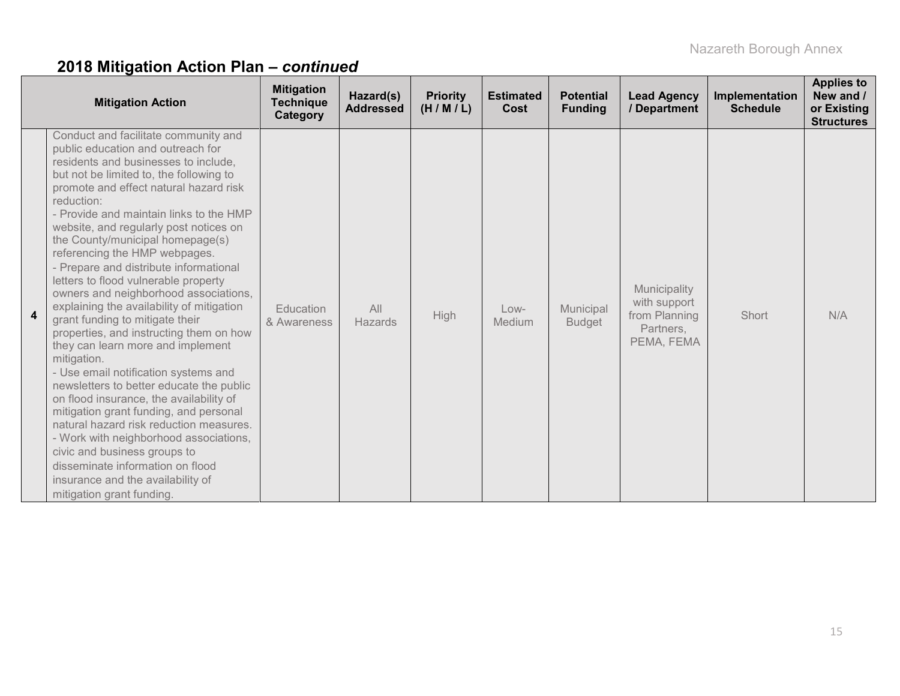## 2018 Mitigation Action Plan – *continued*

| | Mitigation Action | Mitigation Technique Category | Hazard(s) Addressed | Priority (H / M / L) | Estimated Cost | Potential Funding | Lead Agency / Department | Implementation Schedule | Applies to New and / or Existing Structures |
|---|---|---|---|---|---|---|---|---|---|
| **4** | Conduct and facilitate community and public education and outreach for residents and businesses to include, but not be limited to, the following to promote and effect natural hazard risk reduction:<br>- Provide and maintain links to the HMP website, and regularly post notices on the County/municipal homepage(s) referencing the HMP webpages.<br>- Prepare and distribute informational letters to flood vulnerable property owners and neighborhood associations, explaining the availability of mitigation grant funding to mitigate their properties, and instructing them on how they can learn more and implement mitigation.<br>- Use email notification systems and newsletters to better educate the public on flood insurance, the availability of mitigation grant funding, and personal natural hazard risk reduction measures.<br>- Work with neighborhood associations, civic and business groups to disseminate information on flood insurance and the availability of mitigation grant funding. | Education & Awareness | All Hazards | High | Low-Medium | Municipal Budget | Municipality with support from Planning Partners, PEMA, FEMA | Short | N/A |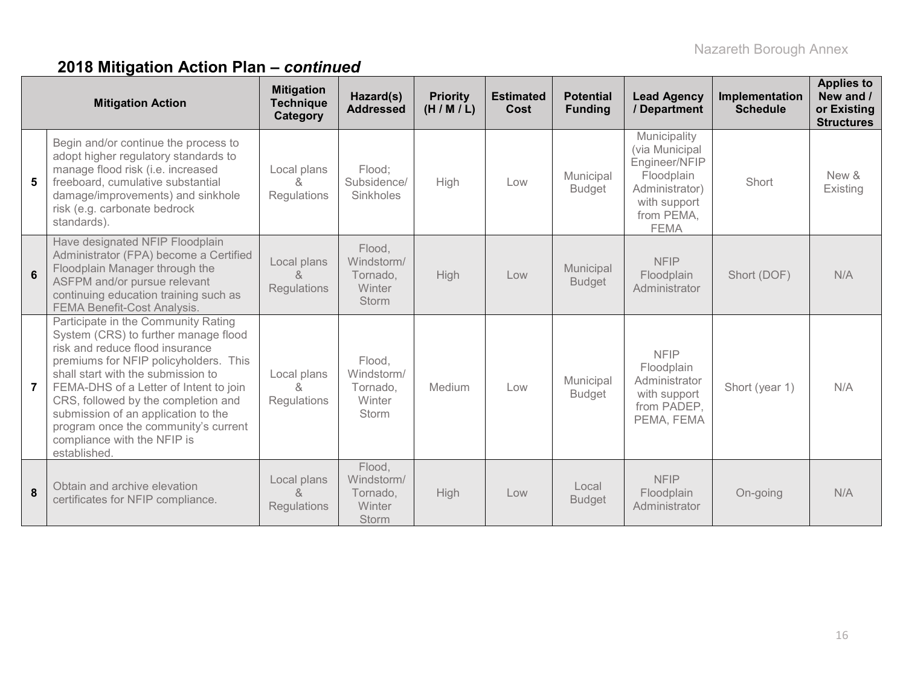## 2018 Mitigation Action Plan – *continued*

| | Mitigation Action | Mitigation Technique Category | Hazard(s) Addressed | Priority (H / M / L) | Estimated Cost | Potential Funding | Lead Agency / Department | Implementation Schedule | Applies to New and / or Existing Structures |
|---|---|---|---|---|---|---|---|---|---|
| **5** | Begin and/or continue the process to adopt higher regulatory standards to manage flood risk (i.e. increased freeboard, cumulative substantial damage/improvements) and sinkhole risk (e.g. carbonate bedrock standards). | Local plans & Regulations | Flood; Subsidence/ Sinkholes | High | Low | Municipal Budget | Municipality (via Municipal Engineer/NFIP Floodplain Administrator) with support from PEMA, FEMA | Short | New & Existing |
| **6** | Have designated NFIP Floodplain Administrator (FPA) become a Certified Floodplain Manager through the ASFPM and/or pursue relevant continuing education training such as FEMA Benefit-Cost Analysis. | Local plans & Regulations | Flood, Windstorm/ Tornado, Winter Storm | High | Low | Municipal Budget | NFIP Floodplain Administrator | Short (DOF) | N/A |
| **7** | Participate in the Community Rating System (CRS) to further manage flood risk and reduce flood insurance premiums for NFIP policyholders. This shall start with the submission to FEMA-DHS of a Letter of Intent to join CRS, followed by the completion and submission of an application to the program once the community's current compliance with the NFIP is established. | Local plans & Regulations | Flood, Windstorm/ Tornado, Winter Storm | Medium | Low | Municipal Budget | NFIP Floodplain Administrator with support from PADEP, PEMA, FEMA | Short (year 1) | N/A |
| **8** | Obtain and archive elevation certificates for NFIP compliance. | Local plans & Regulations | Flood, Windstorm/ Tornado, Winter Storm | High | Low | Local Budget | NFIP Floodplain Administrator | On-going | N/A |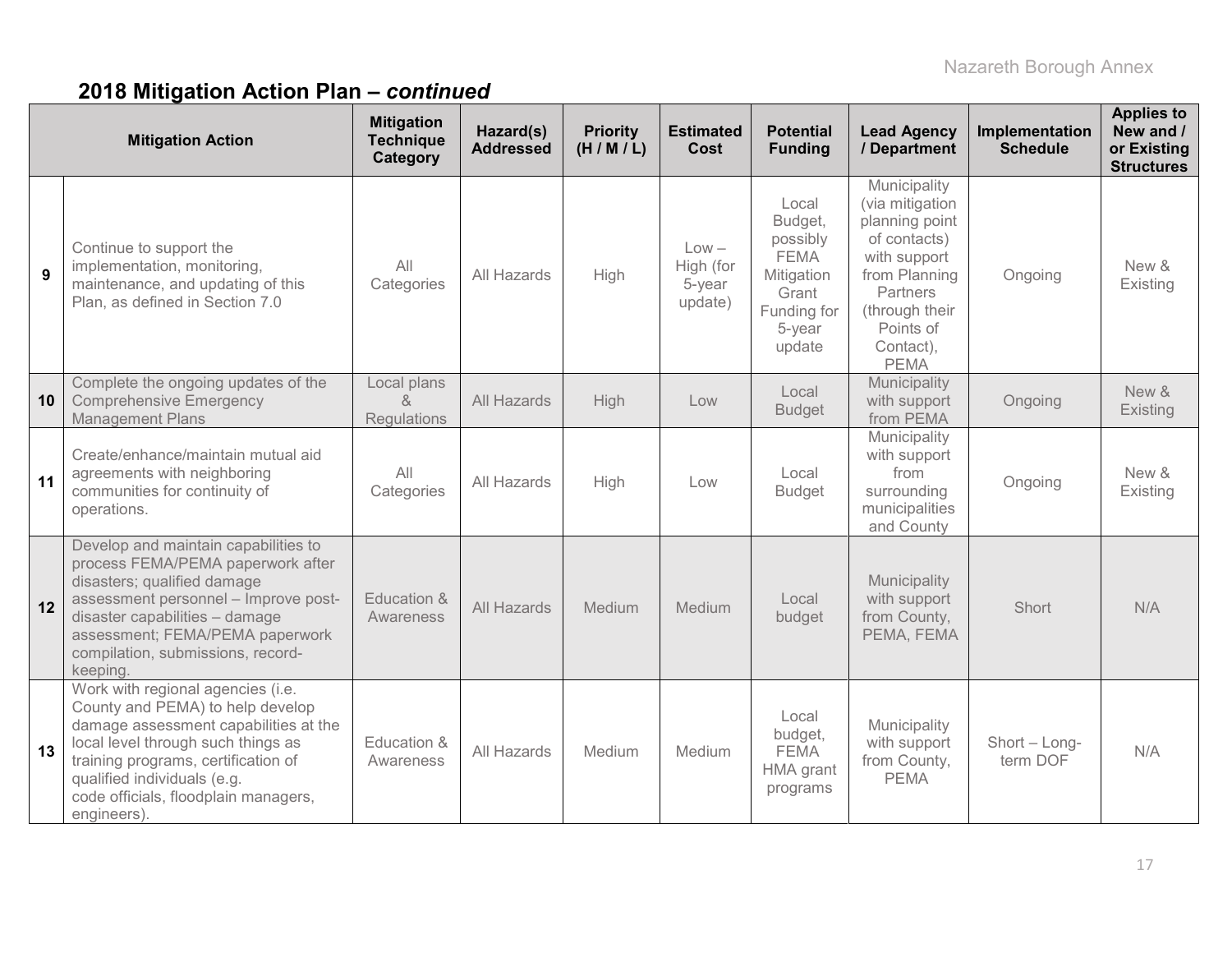## 2018 Mitigation Action Plan – *continued*

| | Mitigation Action | Mitigation Technique Category | Hazard(s) Addressed | Priority (H / M / L) | Estimated Cost | Potential Funding | Lead Agency / Department | Implementation Schedule | Applies to New and / or Existing Structures |
|---|---|---|---|---|---|---|---|---|---|
| 9 | Continue to support the implementation, monitoring, maintenance, and updating of this Plan, as defined in Section 7.0 | All Categories | All Hazards | High | Low – High (for 5-year update) | Local Budget, possibly FEMA Mitigation Grant Funding for 5-year update | Municipality (via mitigation planning point of contacts) with support from Planning Partners (through their Points of Contact), PEMA | Ongoing | New & Existing |
| 10 | Complete the ongoing updates of the Comprehensive Emergency Management Plans | Local plans & Regulations | All Hazards | High | Low | Local Budget | Municipality with support from PEMA | Ongoing | New & Existing |
| 11 | Create/enhance/maintain mutual aid agreements with neighboring communities for continuity of operations. | All Categories | All Hazards | High | Low | Local Budget | Municipality with support from surrounding municipalities and County | Ongoing | New & Existing |
| 12 | Develop and maintain capabilities to process FEMA/PEMA paperwork after disasters; qualified damage assessment personnel – Improve post-disaster capabilities – damage assessment; FEMA/PEMA paperwork compilation, submissions, record-keeping. | Education & Awareness | All Hazards | Medium | Medium | Local budget | Municipality with support from County, PEMA, FEMA | Short | N/A |
| 13 | Work with regional agencies (i.e. County and PEMA) to help develop damage assessment capabilities at the local level through such things as training programs, certification of qualified individuals (e.g. code officials, floodplain managers, engineers). | Education & Awareness | All Hazards | Medium | Medium | Local budget, FEMA HMA grant programs | Municipality with support from County, PEMA | Short – Long-term DOF | N/A |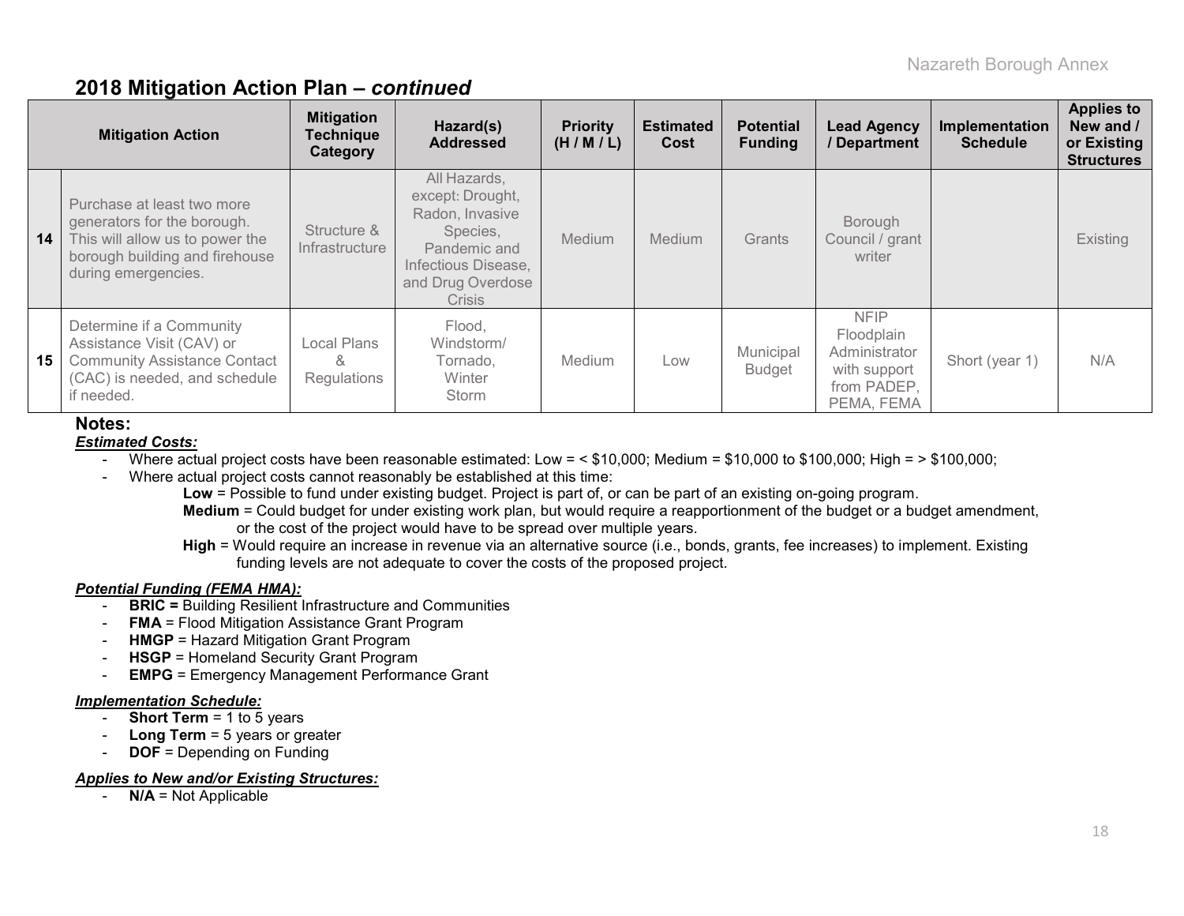## 2018 Mitigation Action Plan – *continued*

| | Mitigation Action | Mitigation Technique Category | Hazard(s) Addressed | Priority (H / M / L) | Estimated Cost | Potential Funding | Lead Agency / Department | Implementation Schedule | Applies to New and / or Existing Structures |
|---|---|---|---|---|---|---|---|---|---|
| 14 | Purchase at least two more generators for the borough. This will allow us to power the borough building and firehouse during emergencies. | Structure & Infrastructure | All Hazards, except: Drought, Radon, Invasive Species, Pandemic and Infectious Disease, and Drug Overdose Crisis | Medium | Medium | Grants | Borough Council / grant writer | | Existing |
| 15 | Determine if a Community Assistance Visit (CAV) or Community Assistance Contact (CAC) is needed, and schedule if needed. | Local Plans & Regulations | Flood, Windstorm/ Tornado, Winter Storm | Medium | Low | Municipal Budget | NFIP Floodplain Administrator with support from PADEP, PEMA, FEMA | Short (year 1) | N/A |

**Notes:**

***Estimated Costs:***

- Where actual project costs have been reasonable estimated: Low = < $10,000; Medium = $10,000 to $100,000; High = > $100,000;
- Where actual project costs cannot reasonably be established at this time:
  - **Low** = Possible to fund under existing budget. Project is part of, or can be part of an existing on-going program.
  - **Medium** = Could budget for under existing work plan, but would require a reapportionment of the budget or a budget amendment, or the cost of the project would have to be spread over multiple years.
  - **High** = Would require an increase in revenue via an alternative source (i.e., bonds, grants, fee increases) to implement. Existing funding levels are not adequate to cover the costs of the proposed project.

***Potential Funding (FEMA HMA):***

- **BRIC =** Building Resilient Infrastructure and Communities
- **FMA** = Flood Mitigation Assistance Grant Program
- **HMGP** = Hazard Mitigation Grant Program
- **HSGP** = Homeland Security Grant Program
- **EMPG** = Emergency Management Performance Grant

***Implementation Schedule:***

- **Short Term** = 1 to 5 years
- **Long Term** = 5 years or greater
- **DOF** = Depending on Funding

***Applies to New and/or Existing Structures:***

- **N/A** = Not Applicable